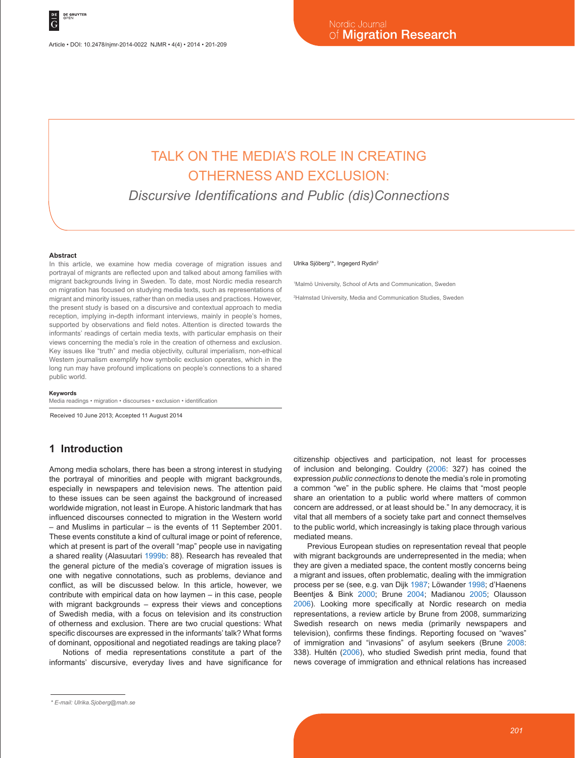# TALK ON THE MEDIA'S ROLE IN CREATING OTHERNESS AND EXCLUSION:

## *Discursive Identifications and Public (dis)Connections*

Ulrika Sjöberg[1]*, Ingegerd Rydin[2]

[1]Malmö University, School of Arts and Communication, Sweden

[2]Halmstad University, Media and Communication Studies, Sweden

### Abstract

In this article, we examine how media coverage of migration issues and portrayal of migrants are reflected upon and talked about among families with migrant backgrounds living in Sweden. To date, most Nordic media research on migration has focused on studying media texts, such as representations of migrant and minority issues, rather than on media uses and practices. However, the present study is based on a discursive and contextual approach to media reception, implying in-depth informant interviews, mainly in people's homes, supported by observations and field notes. Attention is directed towards the informants' readings of certain media texts, with particular emphasis on their views concerning the media's role in the creation of otherness and exclusion. Key issues like "truth" and media objectivity, cultural imperialism, non-ethical Western journalism exemplify how symbolic exclusion operates, which in the long run may have profound implications on people's connections to a shared public world.

### Keywords

Media readings • migration • discourses • exclusion • identification

Received 10 June 2013; Accepted 11 August 2014

## 1 Introduction

Among media scholars, there has been a strong interest in studying the portrayal of minorities and people with migrant backgrounds, especially in newspapers and television news. The attention paid to these issues can be seen against the background of increased worldwide migration, not least in Europe. A historic landmark that has influenced discourses connected to migration in the Western world – and Muslims in particular – is the events of 11 September 2001. These events constitute a kind of cultural image or point of reference, which at present is part of the overall "map" people use in navigating a shared reality (Alasuutari 1999b: 88). Research has revealed that the general picture of the media's coverage of migration issues is one with negative connotations, such as problems, deviance and conflict, as will be discussed below. In this article, however, we contribute with empirical data on how laymen – in this case, people with migrant backgrounds – express their views and conceptions of Swedish media, with a focus on television and its construction of otherness and exclusion. There are two crucial questions: What specific discourses are expressed in the informants' talk? What forms of dominant, oppositional and negotiated readings are taking place?

Notions of media representations constitute a part of the informants' discursive, everyday lives and have significance for citizenship objectives and participation, not least for processes of inclusion and belonging. Couldry (2006: 327) has coined the expression *public connections* to denote the media's role in promoting a common "we" in the public sphere. He claims that "most people share an orientation to a public world where matters of common concern are addressed, or at least should be." In any democracy, it is vital that all members of a society take part and connect themselves to the public world, which increasingly is taking place through various mediated means.

Previous European studies on representation reveal that people with migrant backgrounds are underrepresented in the media; when they are given a mediated space, the content mostly concerns being a migrant and issues, often problematic, dealing with the immigration process per se (see, e.g. van Dijk 1987; Löwander 1998; d'Haenens Beentjes & Bink 2000; Brune 2004; Madianou 2005; Olausson 2006). Looking more specifically at Nordic research on media representations, a review article by Brune from 2008, summarizing Swedish research on news media (primarily newspapers and television), confirms these findings. Reporting focused on "waves" of immigration and "invasions" of asylum seekers (Brune 2008: 338). Hultén (2006), who studied Swedish print media, found that news coverage of immigration and ethnical relations has increased

\* E-mail: Ulrika.Sjoberg@mah.se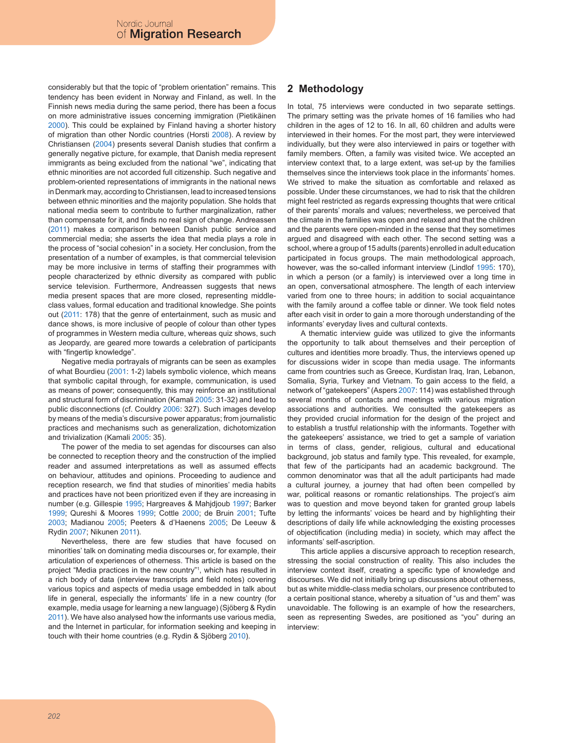considerably but that the topic of "problem orientation" remains. This tendency has been evident in Norway and Finland, as well. In the Finnish news media during the same period, there has been a focus on more administrative issues concerning immigration (Pietikäinen 2000). This could be explained by Finland having a shorter history of migration than other Nordic countries (Horsti 2008). A review by Christiansen (2004) presents several Danish studies that confirm a generally negative picture, for example, that Danish media represent immigrants as being excluded from the national "we", indicating that ethnic minorities are not accorded full citizenship. Such negative and problem-oriented representations of immigrants in the national news in Denmark may, according to Christiansen, lead to increased tensions between ethnic minorities and the majority population. She holds that national media seem to contribute to further marginalization, rather than compensate for it, and finds no real sign of change. Andreassen (2011) makes a comparison between Danish public service and commercial media; she asserts the idea that media plays a role in the process of "social cohesion" in a society. Her conclusion, from the presentation of a number of examples, is that commercial television may be more inclusive in terms of staffing their programmes with people characterized by ethnic diversity as compared with public service television. Furthermore, Andreassen suggests that news media present spaces that are more closed, representing middle-class values, formal education and traditional knowledge. She points out (2011: 178) that the genre of entertainment, such as music and dance shows, is more inclusive of people of colour than other types of programmes in Western media culture, whereas quiz shows, such as Jeopardy, are geared more towards a celebration of participants with "fingertip knowledge".

Negative media portrayals of migrants can be seen as examples of what Bourdieu (2001: 1-2) labels symbolic violence, which means that symbolic capital through, for example, communication, is used as means of power; consequently, this may reinforce an institutional and structural form of discrimination (Kamali 2005: 31-32) and lead to public disconnections (cf. Couldry 2006: 327). Such images develop by means of the media's discursive power apparatus; from journalistic practices and mechanisms such as generalization, dichotomization and trivialization (Kamali 2005: 35).

The power of the media to set agendas for discourses can also be connected to reception theory and the construction of the implied reader and assumed interpretations as well as assumed effects on behaviour, attitudes and opinions. Proceeding to audience and reception research, we find that studies of minorities' media habits and practices have not been prioritized even if they are increasing in number (e.g. Gillespie 1995; Hargreaves & Mahjdjoub 1997; Barker 1999; Qureshi & Moores 1999; Cottle 2000; de Bruin 2001; Tufte 2003; Madianou 2005; Peeters & d'Haenens 2005; De Leeuw & Rydin 2007; Nikunen 2011).

Nevertheless, there are few studies that have focused on minorities' talk on dominating media discourses or, for example, their articulation of experiences of otherness. This article is based on the project "Media practices in the new country"[1], which has resulted in a rich body of data (interview transcripts and field notes) covering various topics and aspects of media usage embedded in talk about life in general, especially the informants' life in a new country (for example, media usage for learning a new language) (Sjöberg & Rydin 2011). We have also analysed how the informants use various media, and the Internet in particular, for information seeking and keeping in touch with their home countries (e.g. Rydin & Sjöberg 2010).

## 2 Methodology

In total, 75 interviews were conducted in two separate settings. The primary setting was the private homes of 16 families who had children in the ages of 12 to 16. In all, 60 children and adults were interviewed in their homes. For the most part, they were interviewed individually, but they were also interviewed in pairs or together with family members. Often, a family was visited twice. We accepted an interview context that, to a large extent, was set-up by the families themselves since the interviews took place in the informants' homes. We strived to make the situation as comfortable and relaxed as possible. Under these circumstances, we had to risk that the children might feel restricted as regards expressing thoughts that were critical of their parents' morals and values; nevertheless, we perceived that the climate in the families was open and relaxed and that the children and the parents were open-minded in the sense that they sometimes argued and disagreed with each other. The second setting was a school, where a group of 15 adults (parents) enrolled in adult education participated in focus groups. The main methodological approach, however, was the so-called informant interview (Lindlof 1995: 170), in which a person (or a family) is interviewed over a long time in an open, conversational atmosphere. The length of each interview varied from one to three hours; in addition to social acquaintance with the family around a coffee table or dinner. We took field notes after each visit in order to gain a more thorough understanding of the informants' everyday lives and cultural contexts.

A thematic interview guide was utilized to give the informants the opportunity to talk about themselves and their perception of cultures and identities more broadly. Thus, the interviews opened up for discussions wider in scope than media usage. The informants came from countries such as Greece, Kurdistan Iraq, Iran, Lebanon, Somalia, Syria, Turkey and Vietnam. To gain access to the field, a network of "gatekeepers" (Aspers 2007: 114) was established through several months of contacts and meetings with various migration associations and authorities. We consulted the gatekeepers as they provided crucial information for the design of the project and to establish a trustful relationship with the informants. Together with the gatekeepers' assistance, we tried to get a sample of variation in terms of class, gender, religious, cultural and educational background, job status and family type. This revealed, for example, that few of the participants had an academic background. The common denominator was that all the adult participants had made a cultural journey, a journey that had often been compelled by war, political reasons or romantic relationships. The project's aim was to question and move beyond taken for granted group labels by letting the informants' voices be heard and by highlighting their descriptions of daily life while acknowledging the existing processes of objectification (including media) in society, which may affect the informants' self-ascription.

This article applies a discursive approach to reception research, stressing the social construction of reality. This also includes the interview context itself, creating a specific type of knowledge and discourses. We did not initially bring up discussions about otherness, but as white middle-class media scholars, our presence contributed to a certain positional stance, whereby a situation of "us and them" was unavoidable. The following is an example of how the researchers, seen as representing Swedes, are positioned as "you" during an interview: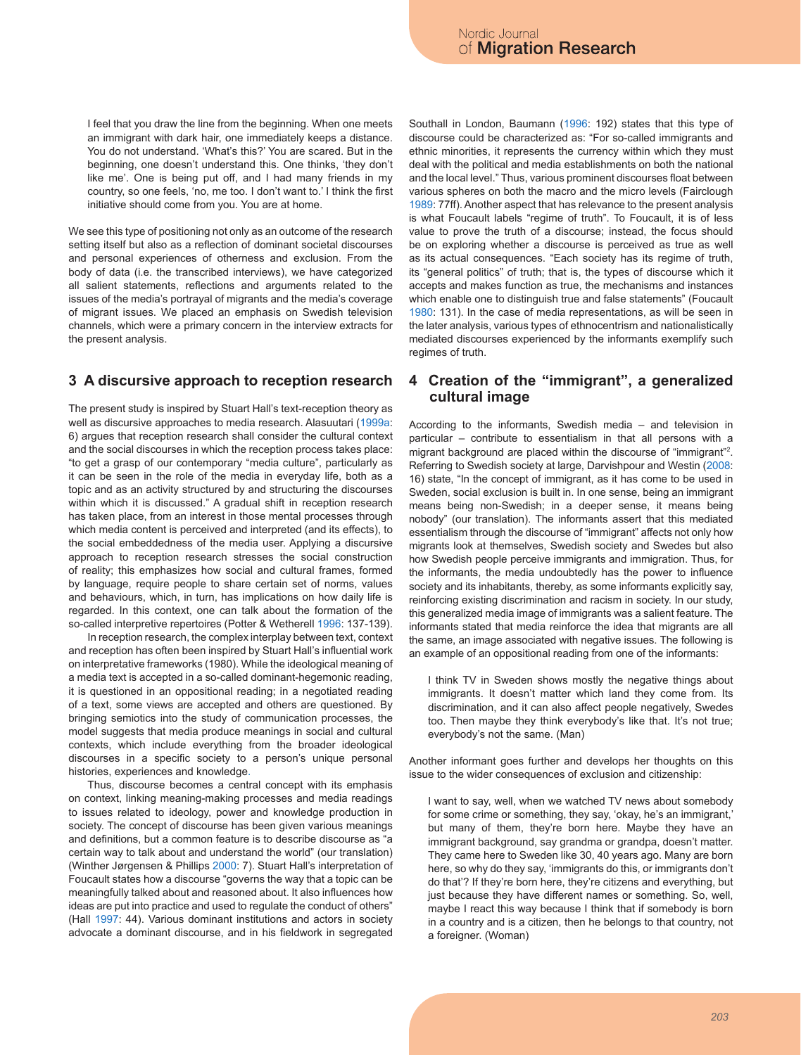> I feel that you draw the line from the beginning. When one meets an immigrant with dark hair, one immediately keeps a distance. You do not understand. 'What's this?' You are scared. But in the beginning, one doesn't understand this. One thinks, 'they don't like me'. One is being put off, and I had many friends in my country, so one feels, 'no, me too. I don't want to.' I think the first initiative should come from you. You are at home.

We see this type of positioning not only as an outcome of the research setting itself but also as a reflection of dominant societal discourses and personal experiences of otherness and exclusion. From the body of data (i.e. the transcribed interviews), we have categorized all salient statements, reflections and arguments related to the issues of the media's portrayal of migrants and the media's coverage of migrant issues. We placed an emphasis on Swedish television channels, which were a primary concern in the interview extracts for the present analysis.

## 3 A discursive approach to reception research

The present study is inspired by Stuart Hall's text-reception theory as well as discursive approaches to media research. Alasuutari (1999a: 6) argues that reception research shall consider the cultural context and the social discourses in which the reception process takes place: "to get a grasp of our contemporary "media culture", particularly as it can be seen in the role of the media in everyday life, both as a topic and as an activity structured by and structuring the discourses within which it is discussed." A gradual shift in reception research has taken place, from an interest in those mental processes through which media content is perceived and interpreted (and its effects), to the social embeddedness of the media user. Applying a discursive approach to reception research stresses the social construction of reality; this emphasizes how social and cultural frames, formed by language, require people to share certain set of norms, values and behaviours, which, in turn, has implications on how daily life is regarded. In this context, one can talk about the formation of the so-called interpretive repertoires (Potter & Wetherell 1996: 137-139).

In reception research, the complex interplay between text, context and reception has often been inspired by Stuart Hall's influential work on interpretative frameworks (1980). While the ideological meaning of a media text is accepted in a so-called dominant-hegemonic reading, it is questioned in an oppositional reading; in a negotiated reading of a text, some views are accepted and others are questioned. By bringing semiotics into the study of communication processes, the model suggests that media produce meanings in social and cultural contexts, which include everything from the broader ideological discourses in a specific society to a person's unique personal histories, experiences and knowledge.

Thus, discourse becomes a central concept with its emphasis on context, linking meaning-making processes and media readings to issues related to ideology, power and knowledge production in society. The concept of discourse has been given various meanings and definitions, but a common feature is to describe discourse as "a certain way to talk about and understand the world" (our translation) (Winther Jørgensen & Phillips 2000: 7). Stuart Hall's interpretation of Foucault states how a discourse "governs the way that a topic can be meaningfully talked about and reasoned about. It also influences how ideas are put into practice and used to regulate the conduct of others" (Hall 1997: 44). Various dominant institutions and actors in society advocate a dominant discourse, and in his fieldwork in segregated Southall in London, Baumann (1996: 192) states that this type of discourse could be characterized as: "For so-called immigrants and ethnic minorities, it represents the currency within which they must deal with the political and media establishments on both the national and the local level." Thus, various prominent discourses float between various spheres on both the macro and the micro levels (Fairclough 1989: 77ff). Another aspect that has relevance to the present analysis is what Foucault labels "regime of truth". To Foucault, it is of less value to prove the truth of a discourse; instead, the focus should be on exploring whether a discourse is perceived as true as well as its actual consequences. "Each society has its regime of truth, its "general politics" of truth; that is, the types of discourse which it accepts and makes function as true, the mechanisms and instances which enable one to distinguish true and false statements" (Foucault 1980: 131). In the case of media representations, as will be seen in the later analysis, various types of ethnocentrism and nationalistically mediated discourses experienced by the informants exemplify such regimes of truth.

## 4 Creation of the "immigrant", a generalized cultural image

According to the informants, Swedish media – and television in particular – contribute to essentialism in that all persons with a migrant background are placed within the discourse of "immigrant"[2]. Referring to Swedish society at large, Darvishpour and Westin (2008: 16) state, "In the concept of immigrant, as it has come to be used in Sweden, social exclusion is built in. In one sense, being an immigrant means being non-Swedish; in a deeper sense, it means being nobody" (our translation). The informants assert that this mediated essentialism through the discourse of "immigrant" affects not only how migrants look at themselves, Swedish society and Swedes but also how Swedish people perceive immigrants and immigration. Thus, for the informants, the media undoubtedly has the power to influence society and its inhabitants, thereby, as some informants explicitly say, reinforcing existing discrimination and racism in society. In our study, this generalized media image of immigrants was a salient feature. The informants stated that media reinforce the idea that migrants are all the same, an image associated with negative issues. The following is an example of an oppositional reading from one of the informants:

> I think TV in Sweden shows mostly the negative things about immigrants. It doesn't matter which land they come from. Its discrimination, and it can also affect people negatively, Swedes too. Then maybe they think everybody's like that. It's not true; everybody's not the same. (Man)

Another informant goes further and develops her thoughts on this issue to the wider consequences of exclusion and citizenship:

> I want to say, well, when we watched TV news about somebody for some crime or something, they say, 'okay, he's an immigrant,' but many of them, they're born here. Maybe they have an immigrant background, say grandma or grandpa, doesn't matter. They came here to Sweden like 30, 40 years ago. Many are born here, so why do they say, 'immigrants do this, or immigrants don't do that'? If they're born here, they're citizens and everything, but just because they have different names or something. So, well, maybe I react this way because I think that if somebody is born in a country and is a citizen, then he belongs to that country, not a foreigner. (Woman)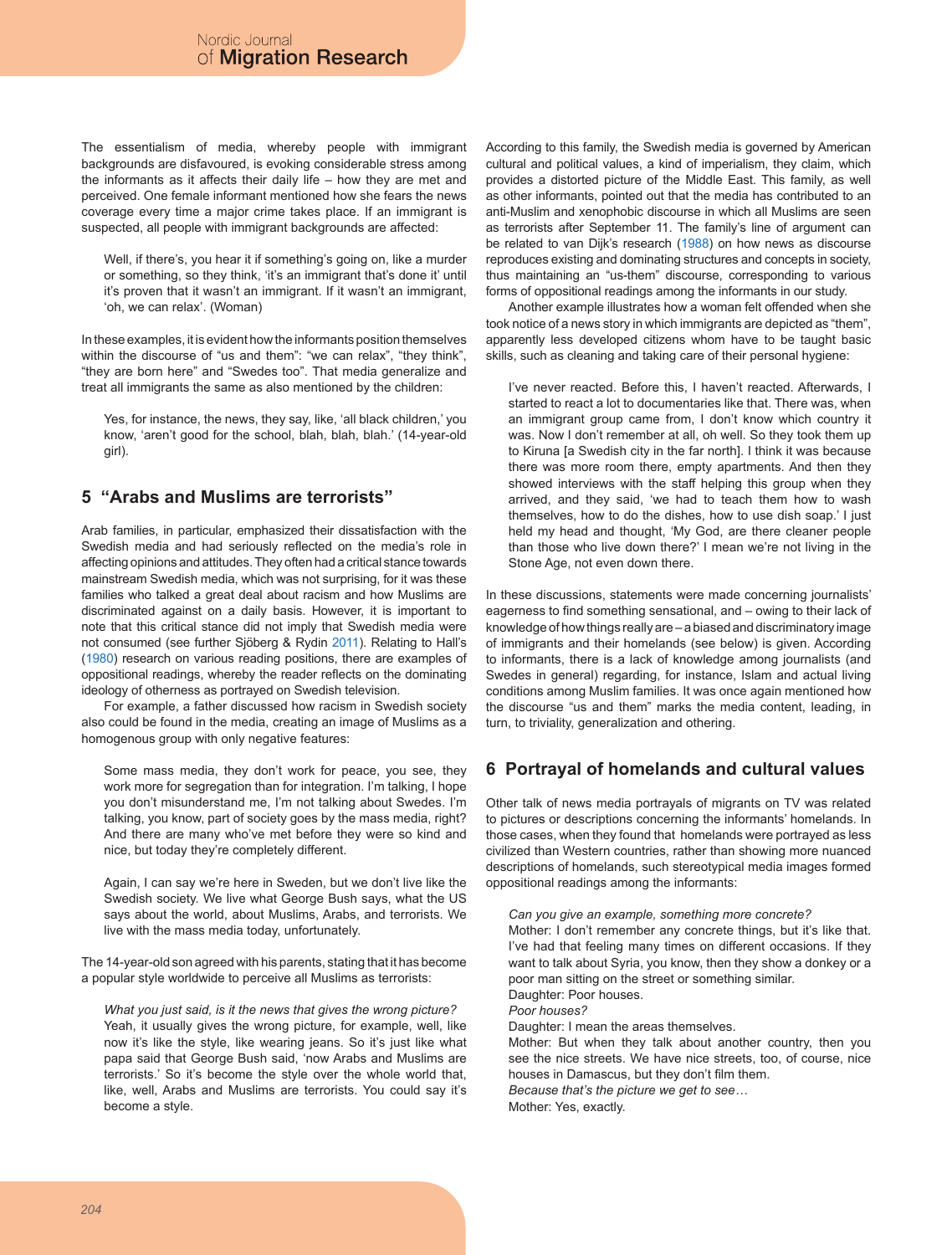The essentialism of media, whereby people with immigrant backgrounds are disfavoured, is evoking considerable stress among the informants as it affects their daily life – how they are met and perceived. One female informant mentioned how she fears the news coverage every time a major crime takes place. If an immigrant is suspected, all people with immigrant backgrounds are affected:

> Well, if there's, you hear it if something's going on, like a murder or something, so they think, 'it's an immigrant that's done it' until it's proven that it wasn't an immigrant. If it wasn't an immigrant, 'oh, we can relax'. (Woman)

In these examples, it is evident how the informants position themselves within the discourse of "us and them": "we can relax", "they think", "they are born here" and "Swedes too". That media generalize and treat all immigrants the same as also mentioned by the children:

> Yes, for instance, the news, they say, like, 'all black children,' you know, 'aren't good for the school, blah, blah, blah.' (14-year-old girl).

## 5 "Arabs and Muslims are terrorists"

Arab families, in particular, emphasized their dissatisfaction with the Swedish media and had seriously reflected on the media's role in affecting opinions and attitudes. They often had a critical stance towards mainstream Swedish media, which was not surprising, for it was these families who talked a great deal about racism and how Muslims are discriminated against on a daily basis. However, it is important to note that this critical stance did not imply that Swedish media were not consumed (see further Sjöberg & Rydin 2011). Relating to Hall's (1980) research on various reading positions, there are examples of oppositional readings, whereby the reader reflects on the dominating ideology of otherness as portrayed on Swedish television.

For example, a father discussed how racism in Swedish society also could be found in the media, creating an image of Muslims as a homogenous group with only negative features:

> Some mass media, they don't work for peace, you see, they work more for segregation than for integration. I'm talking, I hope you don't misunderstand me, I'm not talking about Swedes. I'm talking, you know, part of society goes by the mass media, right? And there are many who've met before they were so kind and nice, but today they're completely different.
>
> Again, I can say we're here in Sweden, but we don't live like the Swedish society. We live what George Bush says, what the US says about the world, about Muslims, Arabs, and terrorists. We live with the mass media today, unfortunately.

The 14-year-old son agreed with his parents, stating that it has become a popular style worldwide to perceive all Muslims as terrorists:

> *What you just said, is it the news that gives the wrong picture?*
> Yeah, it usually gives the wrong picture, for example, well, like now it's like the style, like wearing jeans. So it's just like what papa said that George Bush said, 'now Arabs and Muslims are terrorists.' So it's become the style over the whole world that, like, well, Arabs and Muslims are terrorists. You could say it's become a style.

According to this family, the Swedish media is governed by American cultural and political values, a kind of imperialism, they claim, which provides a distorted picture of the Middle East. This family, as well as other informants, pointed out that the media has contributed to an anti-Muslim and xenophobic discourse in which all Muslims are seen as terrorists after September 11. The family's line of argument can be related to van Dijk's research (1988) on how news as discourse reproduces existing and dominating structures and concepts in society, thus maintaining an "us-them" discourse, corresponding to various forms of oppositional readings among the informants in our study.

Another example illustrates how a woman felt offended when she took notice of a news story in which immigrants are depicted as "them", apparently less developed citizens whom have to be taught basic skills, such as cleaning and taking care of their personal hygiene:

> I've never reacted. Before this, I haven't reacted. Afterwards, I started to react a lot to documentaries like that. There was, when an immigrant group came from, I don't know which country it was. Now I don't remember at all, oh well. So they took them up to Kiruna [a Swedish city in the far north]. I think it was because there was more room there, empty apartments. And then they showed interviews with the staff helping this group when they arrived, and they said, 'we had to teach them how to wash themselves, how to do the dishes, how to use dish soap.' I just held my head and thought, 'My God, are there cleaner people than those who live down there?' I mean we're not living in the Stone Age, not even down there.

In these discussions, statements were made concerning journalists' eagerness to find something sensational, and – owing to their lack of knowledge of how things really are – a biased and discriminatory image of immigrants and their homelands (see below) is given. According to informants, there is a lack of knowledge among journalists (and Swedes in general) regarding, for instance, Islam and actual living conditions among Muslim families. It was once again mentioned how the discourse "us and them" marks the media content, leading, in turn, to triviality, generalization and othering.

## 6 Portrayal of homelands and cultural values

Other talk of news media portrayals of migrants on TV was related to pictures or descriptions concerning the informants' homelands. In those cases, when they found that homelands were portrayed as less civilized than Western countries, rather than showing more nuanced descriptions of homelands, such stereotypical media images formed oppositional readings among the informants:

> *Can you give an example, something more concrete?*
> Mother: I don't remember any concrete things, but it's like that. I've had that feeling many times on different occasions. If they want to talk about Syria, you know, then they show a donkey or a poor man sitting on the street or something similar.
> Daughter: Poor houses.
> *Poor houses?*
> Daughter: I mean the areas themselves.
> Mother: But when they talk about another country, then you see the nice streets. We have nice streets, too, of course, nice houses in Damascus, but they don't film them.
> *Because that's the picture we get to see…*
> Mother: Yes, exactly.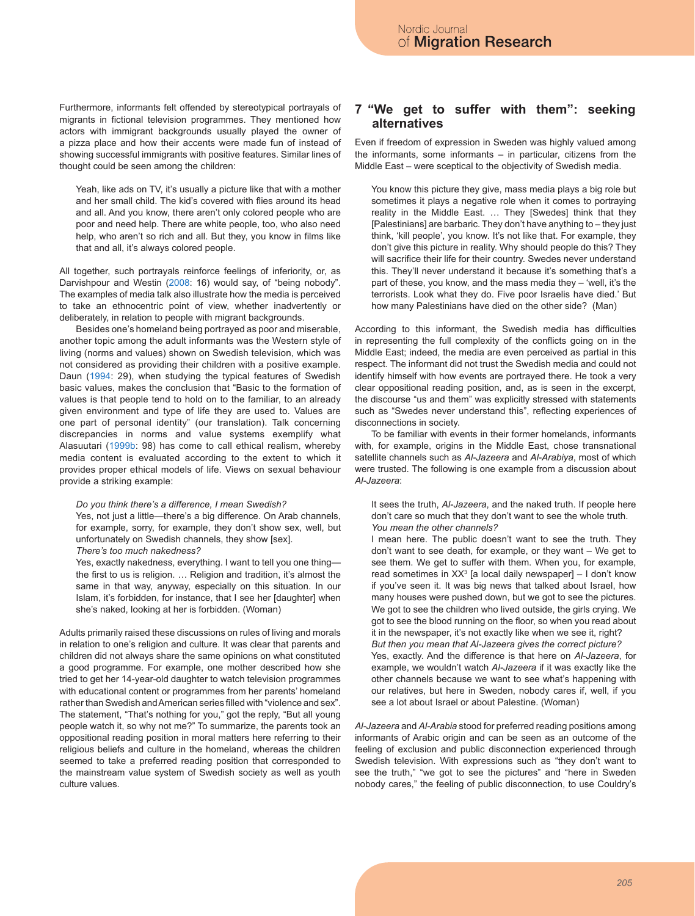Furthermore, informants felt offended by stereotypical portrayals of migrants in fictional television programmes. They mentioned how actors with immigrant backgrounds usually played the owner of a pizza place and how their accents were made fun of instead of showing successful immigrants with positive features. Similar lines of thought could be seen among the children:

> Yeah, like ads on TV, it's usually a picture like that with a mother and her small child. The kid's covered with flies around its head and all. And you know, there aren't only colored people who are poor and need help. There are white people, too, who also need help, who aren't so rich and all. But they, you know in films like that and all, it's always colored people.

All together, such portrayals reinforce feelings of inferiority, or, as Darvishpour and Westin (2008: 16) would say, of "being nobody". The examples of media talk also illustrate how the media is perceived to take an ethnocentric point of view, whether inadvertently or deliberately, in relation to people with migrant backgrounds.

Besides one's homeland being portrayed as poor and miserable, another topic among the adult informants was the Western style of living (norms and values) shown on Swedish television, which was not considered as providing their children with a positive example. Daun (1994: 29), when studying the typical features of Swedish basic values, makes the conclusion that "Basic to the formation of values is that people tend to hold on to the familiar, to an already given environment and type of life they are used to. Values are one part of personal identity" (our translation). Talk concerning discrepancies in norms and value systems exemplify what Alasuutari (1999b: 98) has come to call ethical realism, whereby media content is evaluated according to the extent to which it provides proper ethical models of life. Views on sexual behaviour provide a striking example:

> *Do you think there's a difference, I mean Swedish?*
> Yes, not just a little—there's a big difference. On Arab channels, for example, sorry, for example, they don't show sex, well, but unfortunately on Swedish channels, they show [sex].
> *There's too much nakedness?*
> Yes, exactly nakedness, everything. I want to tell you one thing—the first to us is religion. … Religion and tradition, it's almost the same in that way, anyway, especially on this situation. In our Islam, it's forbidden, for instance, that I see her [daughter] when she's naked, looking at her is forbidden. (Woman)

Adults primarily raised these discussions on rules of living and morals in relation to one's religion and culture. It was clear that parents and children did not always share the same opinions on what constituted a good programme. For example, one mother described how she tried to get her 14-year-old daughter to watch television programmes with educational content or programmes from her parents' homeland rather than Swedish and American series filled with "violence and sex". The statement, "That's nothing for you," got the reply, "But all young people watch it, so why not me?" To summarize, the parents took an oppositional reading position in moral matters here referring to their religious beliefs and culture in the homeland, whereas the children seemed to take a preferred reading position that corresponded to the mainstream value system of Swedish society as well as youth culture values.

## 7 "We get to suffer with them": seeking alternatives

Even if freedom of expression in Sweden was highly valued among the informants, some informants – in particular, citizens from the Middle East – were sceptical to the objectivity of Swedish media.

> You know this picture they give, mass media plays a big role but sometimes it plays a negative role when it comes to portraying reality in the Middle East. … They [Swedes] think that they [Palestinians] are barbaric. They don't have anything to – they just think, 'kill people', you know. It's not like that. For example, they don't give this picture in reality. Why should people do this? They will sacrifice their life for their country. Swedes never understand this. They'll never understand it because it's something that's a part of these, you know, and the mass media they – 'well, it's the terrorists. Look what they do. Five poor Israelis have died.' But how many Palestinians have died on the other side? (Man)

According to this informant, the Swedish media has difficulties in representing the full complexity of the conflicts going on in the Middle East; indeed, the media are even perceived as partial in this respect. The informant did not trust the Swedish media and could not identify himself with how events are portrayed there. He took a very clear oppositional reading position, and, as is seen in the excerpt, the discourse "us and them" was explicitly stressed with statements such as "Swedes never understand this", reflecting experiences of disconnections in society.

To be familiar with events in their former homelands, informants with, for example, origins in the Middle East, chose transnational satellite channels such as *Al-Jazeera* and *Al-Arabiya*, most of which were trusted. The following is one example from a discussion about *Al-Jazeera*:

> It sees the truth, *Al-Jazeera*, and the naked truth. If people here don't care so much that they don't want to see the whole truth.
> *You mean the other channels?*
> I mean here. The public doesn't want to see the truth. They don't want to see death, for example, or they want – We get to see them. We get to suffer with them. When you, for example, read sometimes in XX[3] [a local daily newspaper] – I don't know if you've seen it. It was big news that talked about Israel, how many houses were pushed down, but we got to see the pictures. We got to see the children who lived outside, the girls crying. We got to see the blood running on the floor, so when you read about it in the newspaper, it's not exactly like when we see it, right?
> *But then you mean that Al-Jazeera gives the correct picture?*
> Yes, exactly. And the difference is that here on *Al-Jazeera*, for example, we wouldn't watch *Al-Jazeera* if it was exactly like the other channels because we want to see what's happening with our relatives, but here in Sweden, nobody cares if, well, if you see a lot about Israel or about Palestine. (Woman)

*Al-Jazeera* and *Al-Arabia* stood for preferred reading positions among informants of Arabic origin and can be seen as an outcome of the feeling of exclusion and public disconnection experienced through Swedish television. With expressions such as "they don't want to see the truth," "we got to see the pictures" and "here in Sweden nobody cares," the feeling of public disconnection, to use Couldry's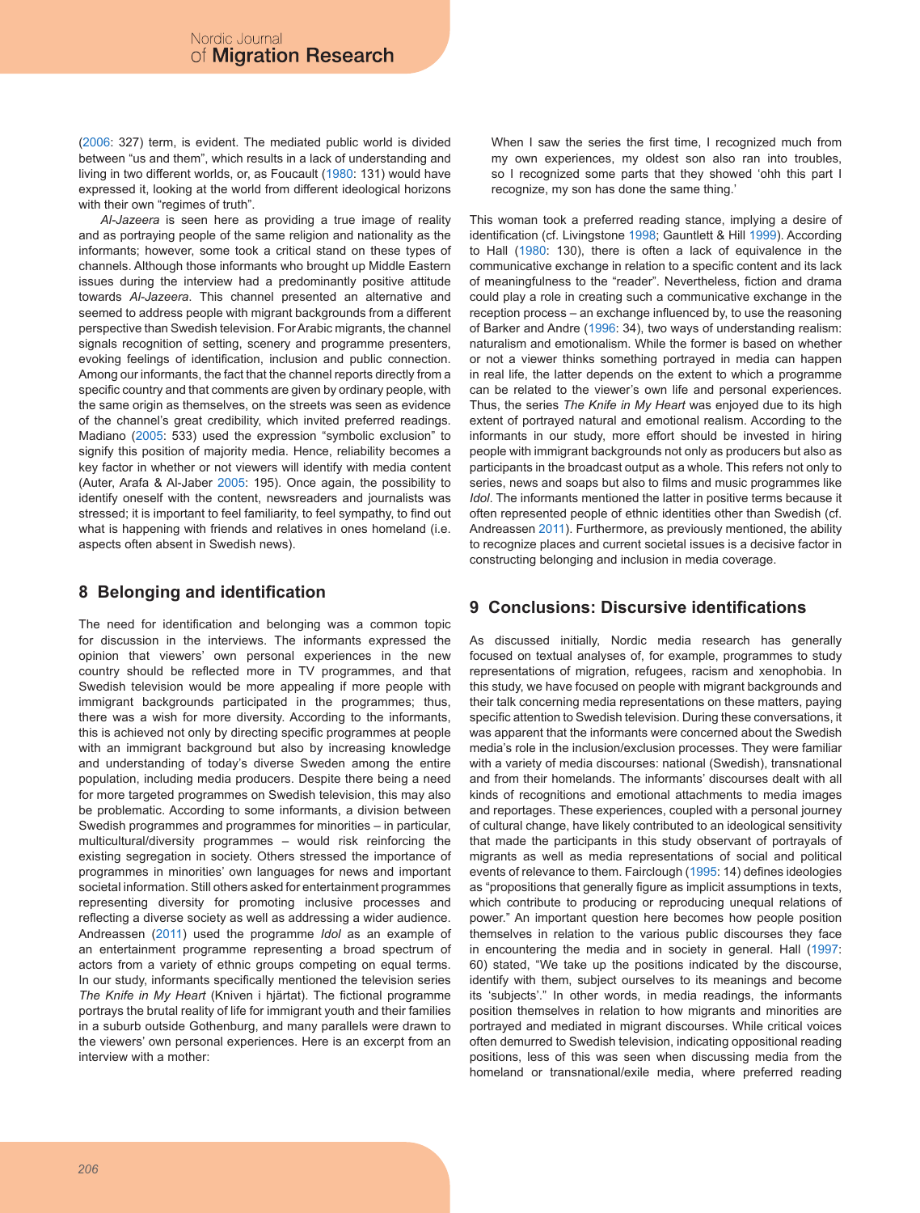(2006: 327) term, is evident. The mediated public world is divided between "us and them", which results in a lack of understanding and living in two different worlds, or, as Foucault (1980: 131) would have expressed it, looking at the world from different ideological horizons with their own "regimes of truth".

*Al-Jazeera* is seen here as providing a true image of reality and as portraying people of the same religion and nationality as the informants; however, some took a critical stand on these types of channels. Although those informants who brought up Middle Eastern issues during the interview had a predominantly positive attitude towards *Al-Jazeera*. This channel presented an alternative and seemed to address people with migrant backgrounds from a different perspective than Swedish television. For Arabic migrants, the channel signals recognition of setting, scenery and programme presenters, evoking feelings of identification, inclusion and public connection. Among our informants, the fact that the channel reports directly from a specific country and that comments are given by ordinary people, with the same origin as themselves, on the streets was seen as evidence of the channel's great credibility, which invited preferred readings. Madiano (2005: 533) used the expression "symbolic exclusion" to signify this position of majority media. Hence, reliability becomes a key factor in whether or not viewers will identify with media content (Auter, Arafa & Al-Jaber 2005: 195). Once again, the possibility to identify oneself with the content, newsreaders and journalists was stressed; it is important to feel familiarity, to feel sympathy, to find out what is happening with friends and relatives in ones homeland (i.e. aspects often absent in Swedish news).

## 8 Belonging and identification

The need for identification and belonging was a common topic for discussion in the interviews. The informants expressed the opinion that viewers' own personal experiences in the new country should be reflected more in TV programmes, and that Swedish television would be more appealing if more people with immigrant backgrounds participated in the programmes; thus, there was a wish for more diversity. According to the informants, this is achieved not only by directing specific programmes at people with an immigrant background but also by increasing knowledge and understanding of today's diverse Sweden among the entire population, including media producers. Despite there being a need for more targeted programmes on Swedish television, this may also be problematic. According to some informants, a division between Swedish programmes and programmes for minorities – in particular, multicultural/diversity programmes – would risk reinforcing the existing segregation in society. Others stressed the importance of programmes in minorities' own languages for news and important societal information. Still others asked for entertainment programmes representing diversity for promoting inclusive processes and reflecting a diverse society as well as addressing a wider audience. Andreassen (2011) used the programme *Idol* as an example of an entertainment programme representing a broad spectrum of actors from a variety of ethnic groups competing on equal terms. In our study, informants specifically mentioned the television series *The Knife in My Heart* (Kniven i hjärtat). The fictional programme portrays the brutal reality of life for immigrant youth and their families in a suburb outside Gothenburg, and many parallels were drawn to the viewers' own personal experiences. Here is an excerpt from an interview with a mother:

> When I saw the series the first time, I recognized much from my own experiences, my oldest son also ran into troubles, so I recognized some parts that they showed 'ohh this part I recognize, my son has done the same thing.'

This woman took a preferred reading stance, implying a desire of identification (cf. Livingstone 1998; Gauntlett & Hill 1999). According to Hall (1980: 130), there is often a lack of equivalence in the communicative exchange in relation to a specific content and its lack of meaningfulness to the "reader". Nevertheless, fiction and drama could play a role in creating such a communicative exchange in the reception process – an exchange influenced by, to use the reasoning of Barker and Andre (1996: 34), two ways of understanding realism: naturalism and emotionalism. While the former is based on whether or not a viewer thinks something portrayed in media can happen in real life, the latter depends on the extent to which a programme can be related to the viewer's own life and personal experiences. Thus, the series *The Knife in My Heart* was enjoyed due to its high extent of portrayed natural and emotional realism. According to the informants in our study, more effort should be invested in hiring people with immigrant backgrounds not only as producers but also as participants in the broadcast output as a whole. This refers not only to series, news and soaps but also to films and music programmes like *Idol*. The informants mentioned the latter in positive terms because it often represented people of ethnic identities other than Swedish (cf. Andreassen 2011). Furthermore, as previously mentioned, the ability to recognize places and current societal issues is a decisive factor in constructing belonging and inclusion in media coverage.

## 9 Conclusions: Discursive identifications

As discussed initially, Nordic media research has generally focused on textual analyses of, for example, programmes to study representations of migration, refugees, racism and xenophobia. In this study, we have focused on people with migrant backgrounds and their talk concerning media representations on these matters, paying specific attention to Swedish television. During these conversations, it was apparent that the informants were concerned about the Swedish media's role in the inclusion/exclusion processes. They were familiar with a variety of media discourses: national (Swedish), transnational and from their homelands. The informants' discourses dealt with all kinds of recognitions and emotional attachments to media images and reportages. These experiences, coupled with a personal journey of cultural change, have likely contributed to an ideological sensitivity that made the participants in this study observant of portrayals of migrants as well as media representations of social and political events of relevance to them. Fairclough (1995: 14) defines ideologies as "propositions that generally figure as implicit assumptions in texts, which contribute to producing or reproducing unequal relations of power." An important question here becomes how people position themselves in relation to the various public discourses they face in encountering the media and in society in general. Hall (1997: 60) stated, "We take up the positions indicated by the discourse, identify with them, subject ourselves to its meanings and become its 'subjects'." In other words, in media readings, the informants position themselves in relation to how migrants and minorities are portrayed and mediated in migrant discourses. While critical voices often demurred to Swedish television, indicating oppositional reading positions, less of this was seen when discussing media from the homeland or transnational/exile media, where preferred reading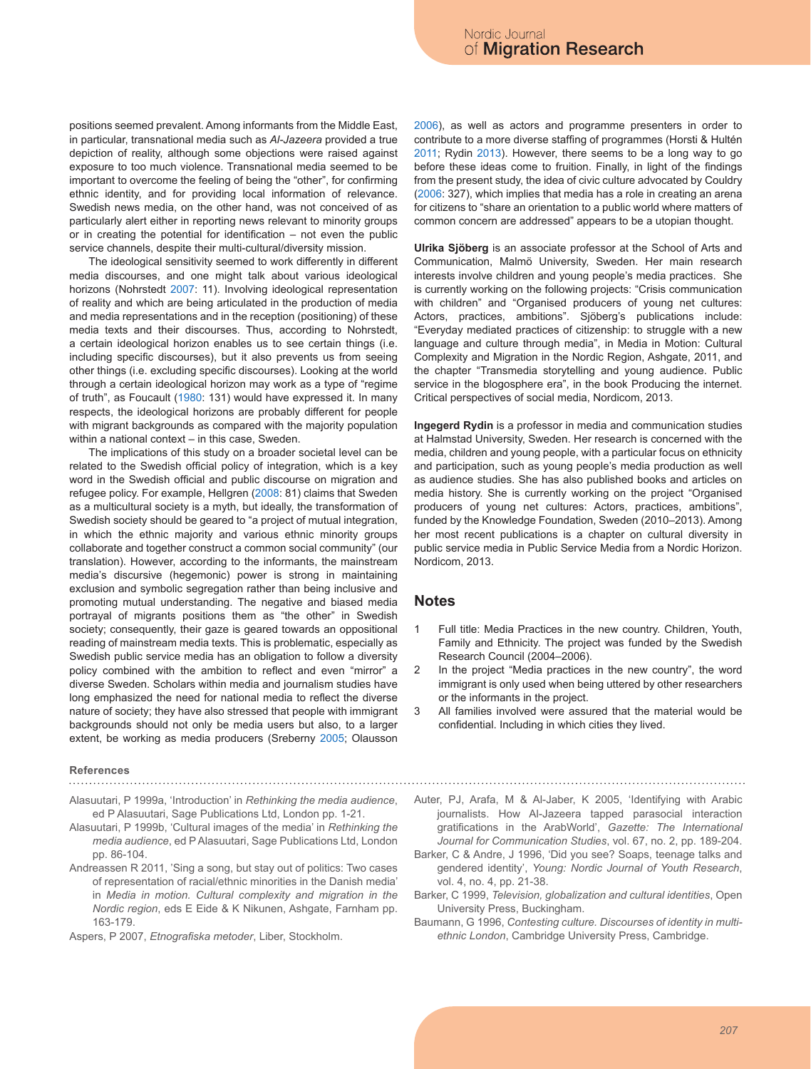positions seemed prevalent. Among informants from the Middle East, in particular, transnational media such as *Al-Jazeera* provided a true depiction of reality, although some objections were raised against exposure to too much violence. Transnational media seemed to be important to overcome the feeling of being the "other", for confirming ethnic identity, and for providing local information of relevance. Swedish news media, on the other hand, was not conceived of as particularly alert either in reporting news relevant to minority groups or in creating the potential for identification – not even the public service channels, despite their multi-cultural/diversity mission.

The ideological sensitivity seemed to work differently in different media discourses, and one might talk about various ideological horizons (Nohrstedt 2007: 11). Involving ideological representation of reality and which are being articulated in the production of media and media representations and in the reception (positioning) of these media texts and their discourses. Thus, according to Nohrstedt, a certain ideological horizon enables us to see certain things (i.e. including specific discourses), but it also prevents us from seeing other things (i.e. excluding specific discourses). Looking at the world through a certain ideological horizon may work as a type of "regime of truth", as Foucault (1980: 131) would have expressed it. In many respects, the ideological horizons are probably different for people with migrant backgrounds as compared with the majority population within a national context – in this case, Sweden.

The implications of this study on a broader societal level can be related to the Swedish official policy of integration, which is a key word in the Swedish official and public discourse on migration and refugee policy. For example, Hellgren (2008: 81) claims that Sweden as a multicultural society is a myth, but ideally, the transformation of Swedish society should be geared to "a project of mutual integration, in which the ethnic majority and various ethnic minority groups collaborate and together construct a common social community" (our translation). However, according to the informants, the mainstream media's discursive (hegemonic) power is strong in maintaining exclusion and symbolic segregation rather than being inclusive and promoting mutual understanding. The negative and biased media portrayal of migrants positions them as "the other" in Swedish society; consequently, their gaze is geared towards an oppositional reading of mainstream media texts. This is problematic, especially as Swedish public service media has an obligation to follow a diversity policy combined with the ambition to reflect and even "mirror" a diverse Sweden. Scholars within media and journalism studies have long emphasized the need for national media to reflect the diverse nature of society; they have also stressed that people with immigrant backgrounds should not only be media users but also, to a larger extent, be working as media producers (Sreberny 2005; Olausson 2006), as well as actors and programme presenters in order to contribute to a more diverse staffing of programmes (Horsti & Hultén 2011; Rydin 2013). However, there seems to be a long way to go before these ideas come to fruition. Finally, in light of the findings from the present study, the idea of civic culture advocated by Couldry (2006: 327), which implies that media has a role in creating an arena for citizens to "share an orientation to a public world where matters of common concern are addressed" appears to be a utopian thought.

**Ulrika Sjöberg** is an associate professor at the School of Arts and Communication, Malmö University, Sweden. Her main research interests involve children and young people's media practices. She is currently working on the following projects: "Crisis communication with children" and "Organised producers of young net cultures: Actors, practices, ambitions". Sjöberg's publications include: "Everyday mediated practices of citizenship: to struggle with a new language and culture through media", in Media in Motion: Cultural Complexity and Migration in the Nordic Region, Ashgate, 2011, and the chapter "Transmedia storytelling and young audience. Public service in the blogosphere era", in the book Producing the internet. Critical perspectives of social media, Nordicom, 2013.

**Ingegerd Rydin** is a professor in media and communication studies at Halmstad University, Sweden. Her research is concerned with the media, children and young people, with a particular focus on ethnicity and participation, such as young people's media production as well as audience studies. She has also published books and articles on media history. She is currently working on the project "Organised producers of young net cultures: Actors, practices, ambitions", funded by the Knowledge Foundation, Sweden (2010–2013). Among her most recent publications is a chapter on cultural diversity in public service media in Public Service Media from a Nordic Horizon. Nordicom, 2013.

## Notes

1. Full title: Media Practices in the new country. Children, Youth, Family and Ethnicity. The project was funded by the Swedish Research Council (2004–2006).
2. In the project "Media practices in the new country", the word immigrant is only used when being uttered by other researchers or the informants in the project.
3. All families involved were assured that the material would be confidential. Including in which cities they lived.

### References

Alasuutari, P 1999a, 'Introduction' in *Rethinking the media audience*, ed P Alasuutari, Sage Publications Ltd, London pp. 1-21.

Alasuutari, P 1999b, 'Cultural images of the media' in *Rethinking the media audience*, ed P Alasuutari, Sage Publications Ltd, London pp. 86-104.

Andreassen R 2011, 'Sing a song, but stay out of politics: Two cases of representation of racial/ethnic minorities in the Danish media' in *Media in motion. Cultural complexity and migration in the Nordic region*, eds E Eide & K Nikunen, Ashgate, Farnham pp. 163-179.

Aspers, P 2007, *Etnografiska metoder*, Liber, Stockholm.

Auter, PJ, Arafa, M & Al-Jaber, K 2005, 'Identifying with Arabic journalists. How Al-Jazeera tapped parasocial interaction gratifications in the ArabWorld', *Gazette: The International Journal for Communication Studies*, vol. 67, no. 2, pp. 189-204.

Barker, C & Andre, J 1996, 'Did you see? Soaps, teenage talks and gendered identity', *Young: Nordic Journal of Youth Research*, vol. 4, no. 4, pp. 21-38.

Barker, C 1999, *Television, globalization and cultural identities*, Open University Press, Buckingham.

Baumann, G 1996, *Contesting culture. Discourses of identity in multi-ethnic London*, Cambridge University Press, Cambridge.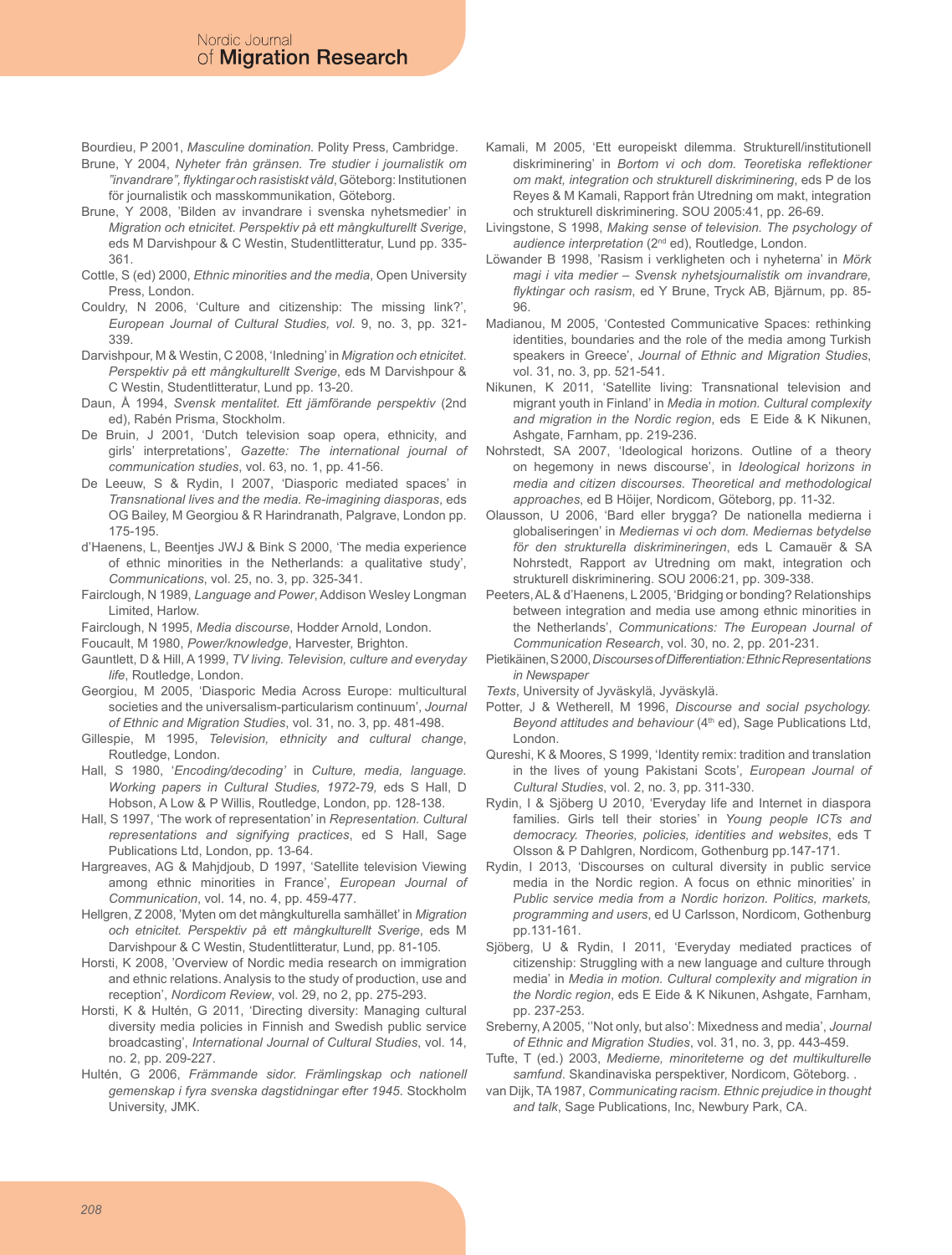Bourdieu, P 2001, *Masculine domination*. Polity Press, Cambridge.

Brune, Y 2004, *Nyheter från gränsen. Tre studier i journalistik om "invandrare", flyktingar och rasistiskt våld*, Göteborg: Institutionen för journalistik och masskommunikation, Göteborg.

Brune, Y 2008, 'Bilden av invandrare i svenska nyhetsmedier' in *Migration och etnicitet. Perspektiv på ett mångkulturellt Sverige*, eds M Darvishpour & C Westin, Studentlitteratur, Lund pp. 335-361.

Cottle, S (ed) 2000, *Ethnic minorities and the media*, Open University Press, London.

Couldry, N 2006, 'Culture and citizenship: The missing link?', *European Journal of Cultural Studies, vol.* 9, no. 3, pp. 321-339.

Darvishpour, M & Westin, C 2008, 'Inledning' in *Migration och etnicitet. Perspektiv på ett mångkulturellt Sverige*, eds M Darvishpour & C Westin, Studentlitteratur, Lund pp. 13-20.

Daun, Å 1994, *Svensk mentalitet. Ett jämförande perspektiv* (2nd ed), Rabén Prisma, Stockholm.

De Bruin, J 2001, 'Dutch television soap opera, ethnicity, and girls' interpretations', *Gazette: The international journal of communication studies*, vol. 63, no. 1, pp. 41-56.

De Leeuw, S & Rydin, I 2007, 'Diasporic mediated spaces' in *Transnational lives and the media. Re-imagining diasporas*, eds OG Bailey, M Georgiou & R Harindranath, Palgrave, London pp. 175-195.

d'Haenens, L, Beentjes JWJ & Bink S 2000, 'The media experience of ethnic minorities in the Netherlands: a qualitative study', *Communications*, vol. 25, no. 3, pp. 325-341.

Fairclough, N 1989, *Language and Power*, Addison Wesley Longman Limited, Harlow.

Fairclough, N 1995, *Media discourse*, Hodder Arnold, London.

Foucault, M 1980, *Power/knowledge*, Harvester, Brighton.

Gauntlett, D & Hill, A 1999, *TV living. Television, culture and everyday life*, Routledge, London.

Georgiou, M 2005, 'Diasporic Media Across Europe: multicultural societies and the universalism-particularism continuum', *Journal of Ethnic and Migration Studies*, vol. 31, no. 3, pp. 481-498.

Gillespie, M 1995, *Television, ethnicity and cultural change*, Routledge, London.

Hall, S 1980, '*Encoding/decoding*' in *Culture, media, language. Working papers in Cultural Studies, 1972-79,* eds S Hall, D Hobson, A Low & P Willis, Routledge, London, pp. 128-138.

Hall, S 1997, 'The work of representation' in *Representation. Cultural representations and signifying practices*, ed S Hall, Sage Publications Ltd, London, pp. 13-64.

Hargreaves, AG & Mahjdjoub, D 1997, 'Satellite television Viewing among ethnic minorities in France', *European Journal of Communication*, vol. 14, no. 4, pp. 459-477.

Hellgren, Z 2008, 'Myten om det mångkulturella samhället' in *Migration och etnicitet. Perspektiv på ett mångkulturellt Sverige*, eds M Darvishpour & C Westin, Studentlitteratur, Lund, pp. 81-105.

Horsti, K 2008, 'Overview of Nordic media research on immigration and ethnic relations. Analysis to the study of production, use and reception', *Nordicom Review*, vol. 29, no 2, pp. 275-293.

Horsti, K & Hultén, G 2011, 'Directing diversity: Managing cultural diversity media policies in Finnish and Swedish public service broadcasting', *International Journal of Cultural Studies*, vol. 14, no. 2, pp. 209-227.

Hultén, G 2006, *Främmande sidor. Främlingskap och nationell gemenskap i fyra svenska dagstidningar efter 1945*. Stockholm University, JMK.

Kamali, M 2005, 'Ett europeiskt dilemma. Strukturell/institutionell diskriminering' in *Bortom vi och dom. Teoretiska reflektioner om makt, integration och strukturell diskriminering*, eds P de los Reyes & M Kamali, Rapport från Utredning om makt, integration och strukturell diskriminering. SOU 2005:41, pp. 26-69.

Livingstone, S 1998, *Making sense of television. The psychology of audience interpretation* (2nd ed), Routledge, London.

Löwander B 1998, 'Rasism i verkligheten och i nyheterna' in *Mörk magi i vita medier – Svensk nyhetsjournalistik om invandrare, flyktingar och rasism*, ed Y Brune, Tryck AB, Bjärnum, pp. 85-96.

Madianou, M 2005, 'Contested Communicative Spaces: rethinking identities, boundaries and the role of the media among Turkish speakers in Greece', *Journal of Ethnic and Migration Studies*, vol. 31, no. 3, pp. 521-541.

Nikunen, K 2011, 'Satellite living: Transnational television and migrant youth in Finland' in *Media in motion. Cultural complexity and migration in the Nordic region*, eds E Eide & K Nikunen, Ashgate, Farnham, pp. 219-236.

Nohrstedt, SA 2007, 'Ideological horizons. Outline of a theory on hegemony in news discourse', in *Ideological horizons in media and citizen discourses. Theoretical and methodological approaches*, ed B Höijer, Nordicom, Göteborg, pp. 11-32.

Olausson, U 2006, 'Bard eller brygga? De nationella medierna i globaliseringen' in *Mediernas vi och dom. Mediernas betydelse för den strukturella diskrimineringen*, eds L Camauër & SA Nohrstedt, Rapport av Utredning om makt, integration och strukturell diskriminering. SOU 2006:21, pp. 309-338.

Peeters, AL & d'Haenens, L 2005, 'Bridging or bonding? Relationships between integration and media use among ethnic minorities in the Netherlands', *Communications: The European Journal of Communication Research*, vol. 30, no. 2, pp. 201-231.

Pietikäinen, S 2000, *Discourses of Differentiation: Ethnic Representations in Newspaper Texts*, University of Jyväskylä, Jyväskylä.

Potter, J & Wetherell, M 1996, *Discourse and social psychology. Beyond attitudes and behaviour* (4th ed), Sage Publications Ltd, London.

Qureshi, K & Moores, S 1999, 'Identity remix: tradition and translation in the lives of young Pakistani Scots', *European Journal of Cultural Studies*, vol. 2, no. 3, pp. 311-330.

Rydin, I & Sjöberg U 2010, 'Everyday life and Internet in diaspora families. Girls tell their stories' in *Young people ICTs and democracy. Theories, policies, identities and websites*, eds T Olsson & P Dahlgren, Nordicom, Gothenburg pp.147-171.

Rydin, I 2013, 'Discourses on cultural diversity in public service media in the Nordic region. A focus on ethnic minorities' in *Public service media from a Nordic horizon. Politics, markets, programming and users*, ed U Carlsson, Nordicom, Gothenburg pp.131-161.

Sjöberg, U & Rydin, I 2011, 'Everyday mediated practices of citizenship: Struggling with a new language and culture through media' in *Media in motion. Cultural complexity and migration in the Nordic region*, eds E Eide & K Nikunen, Ashgate, Farnham, pp. 237-253.

Sreberny, A 2005, ''Not only, but also': Mixedness and media', *Journal of Ethnic and Migration Studies*, vol. 31, no. 3, pp. 443-459.

Tufte, T (ed.) 2003, *Medierne, minoriteterne og det multikulturelle samfund.* Skandinaviska perspektiver, Nordicom, Göteborg. .

van Dijk, TA 1987, *Communicating racism. Ethnic prejudice in thought and talk*, Sage Publications, Inc, Newbury Park, CA.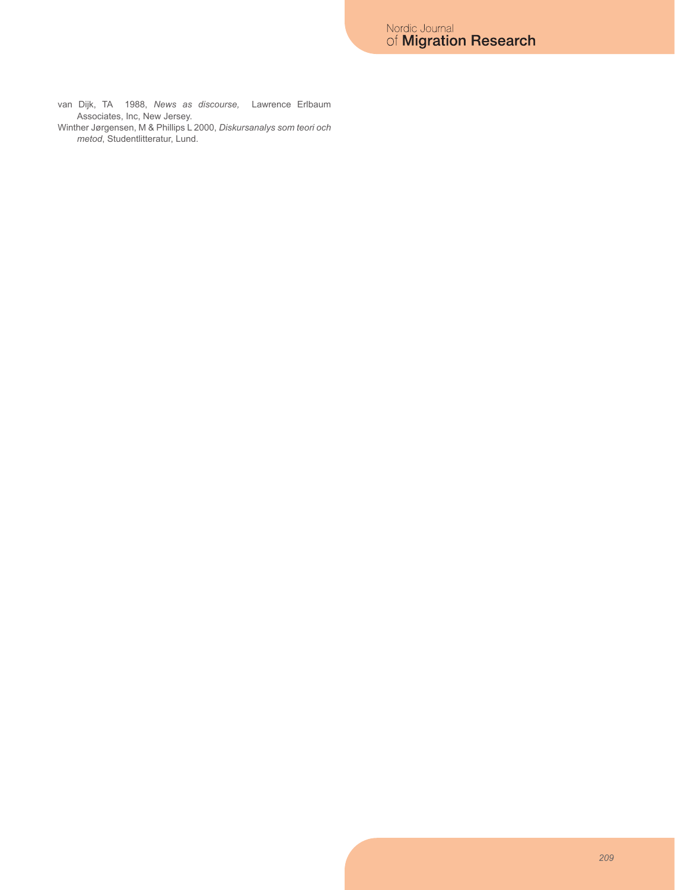van Dijk, TA 1988, *News as discourse,* Lawrence Erlbaum Associates, Inc, New Jersey.

Winther Jørgensen, M & Phillips L 2000, *Diskursanalys som teori och metod*, Studentlitteratur, Lund.